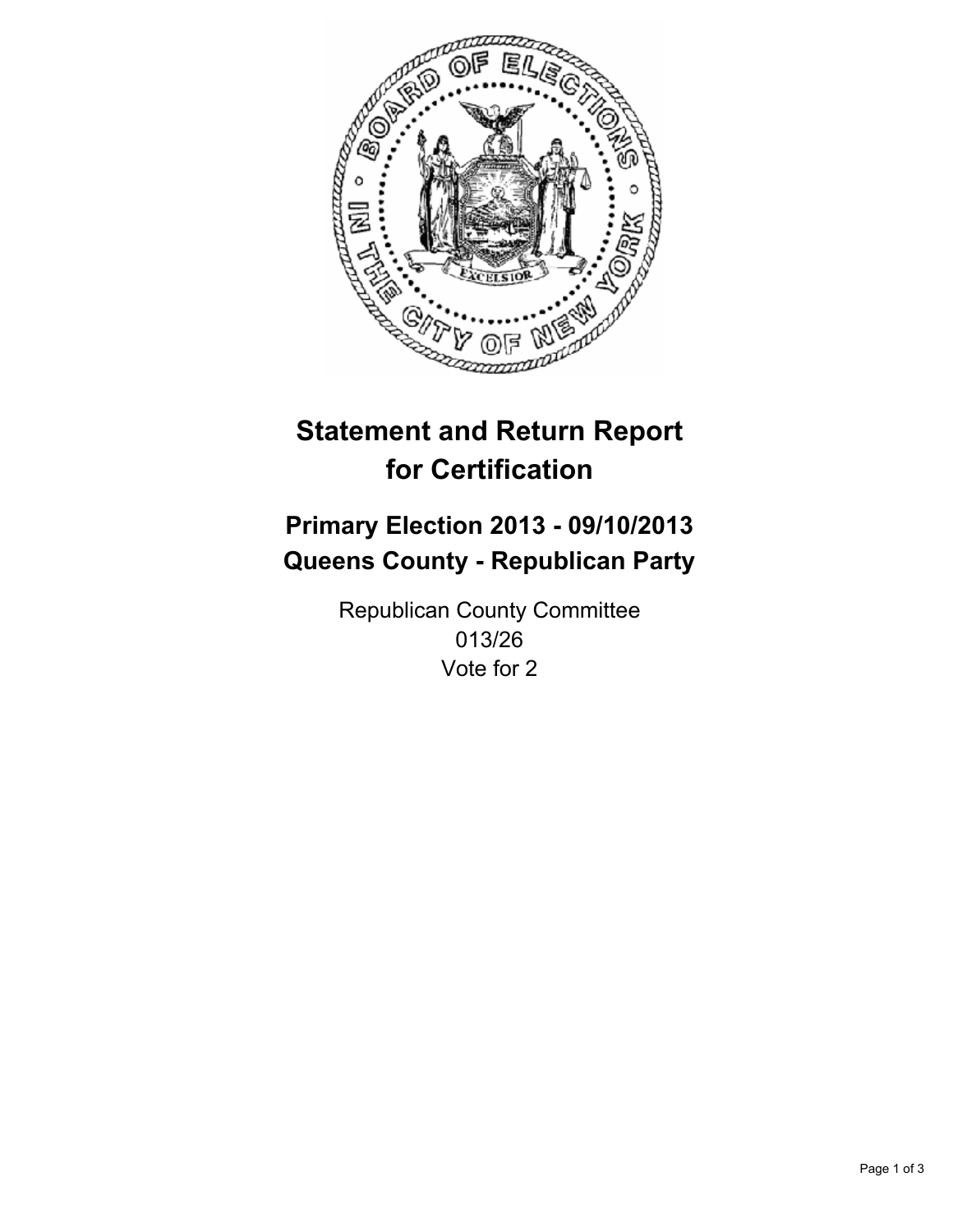# Statement and Return Report for Certification

## Primary Election 2013 - 09/10/2013
## Queens County - Republican Party

Republican County Committee
013/26
Vote for 2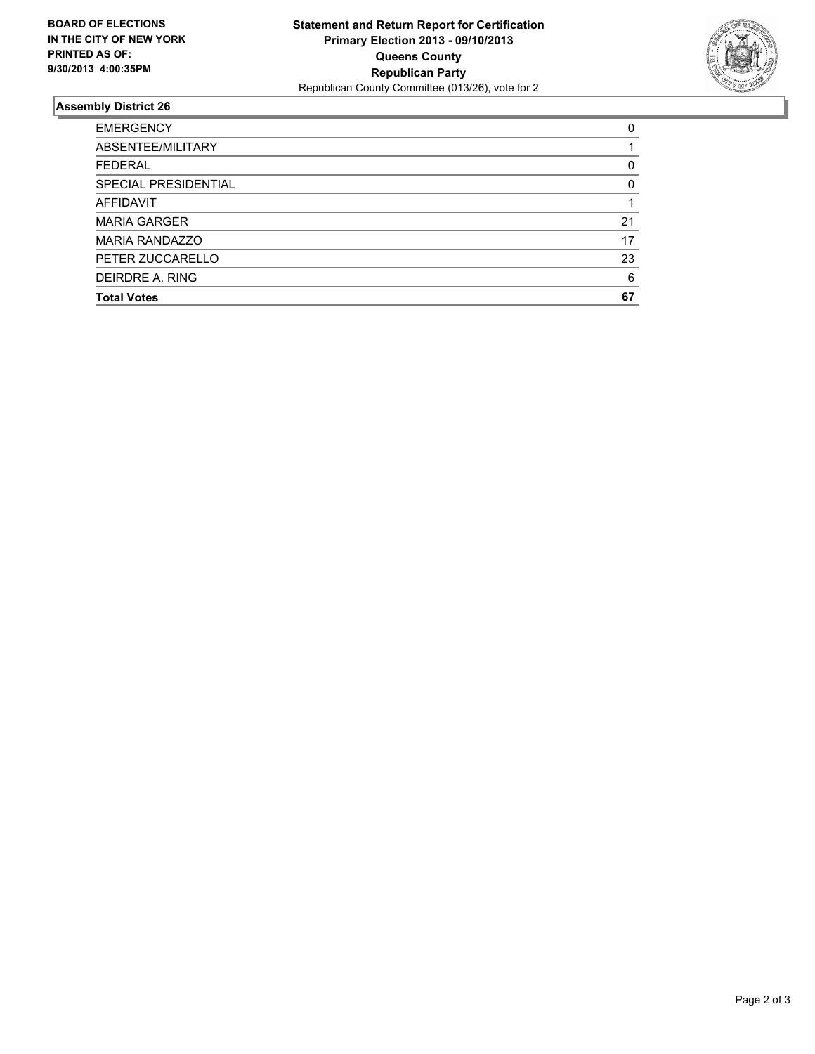**BOARD OF ELECTIONS IN THE CITY OF NEW YORK PRINTED AS OF: 9/30/2013 4:00:35PM**

# Statement and Return Report for Certification
## Primary Election 2013 - 09/10/2013
## Queens County
## Republican Party

Republican County Committee (013/26), vote for 2

### Assembly District 26

| | |
|---|---|
| EMERGENCY | 0 |
| ABSENTEE/MILITARY | 1 |
| FEDERAL | 0 |
| SPECIAL PRESIDENTIAL | 0 |
| AFFIDAVIT | 1 |
| MARIA GARGER | 21 |
| MARIA RANDAZZO | 17 |
| PETER ZUCCARELLO | 23 |
| DEIRDRE A. RING | 6 |
| **Total Votes** | **67** |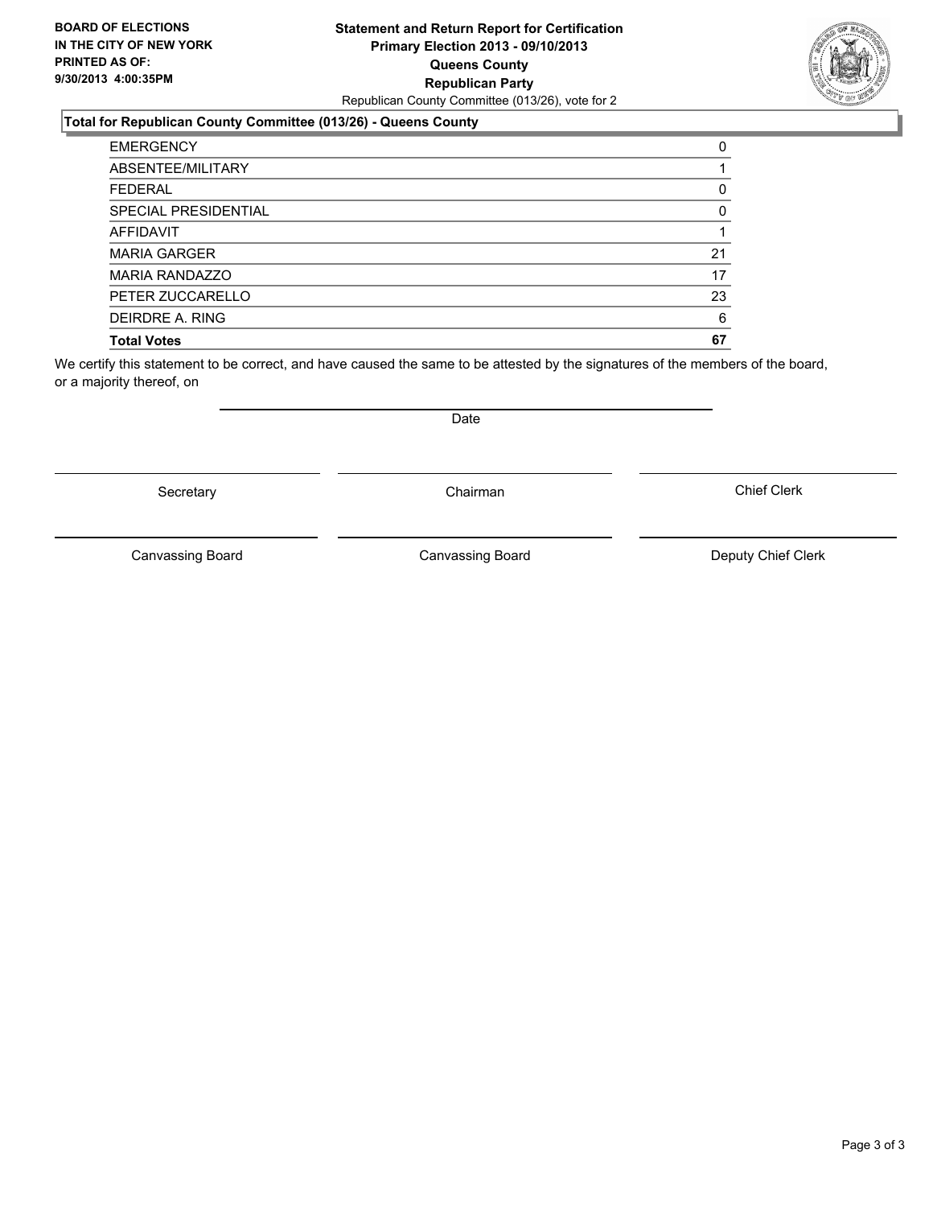**BOARD OF ELECTIONS IN THE CITY OF NEW YORK PRINTED AS OF: 9/30/2013 4:00:35PM**

**Statement and Return Report for Certification**
**Primary Election 2013 - 09/10/2013**
**Queens County**
**Republican Party**
Republican County Committee (013/26), vote for 2

## Total for Republican County Committee (013/26) - Queens County

| | |
|---|---|
| EMERGENCY | 0 |
| ABSENTEE/MILITARY | 1 |
| FEDERAL | 0 |
| SPECIAL PRESIDENTIAL | 0 |
| AFFIDAVIT | 1 |
| MARIA GARGER | 21 |
| MARIA RANDAZZO | 17 |
| PETER ZUCCARELLO | 23 |
| DEIRDRE A. RING | 6 |
| **Total Votes** | **67** |

We certify this statement to be correct, and have caused the same to be attested by the signatures of the members of the board, or a majority thereof, on

Date

Secretary | Chairman | Chief Clerk

Canvassing Board | Canvassing Board | Deputy Chief Clerk